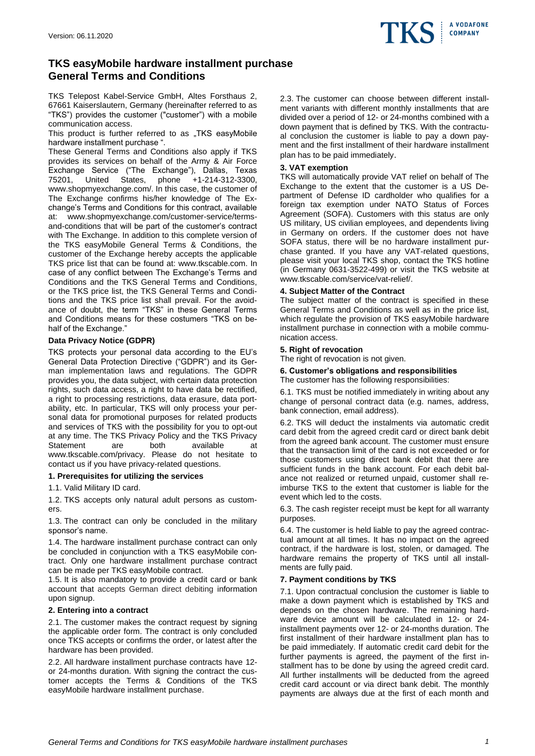Version: 06.11.2020

# TKS easyMobile hardware installment purchase General Terms and Conditions

TKS Telepost Kabel-Service GmbH, Altes Forsthaus 2, 67661 Kaiserslautern, Germany (hereinafter referred to as "TKS") provides the customer ("customer") with a mobile communication access.

This product is further referred to as „TKS easyMobile hardware installment purchase ".

These General Terms and Conditions also apply if TKS provides its services on behalf of the Army & Air Force Exchange Service ("The Exchange"), Dallas, Texas 75201, United States, phone +1-214-312-3300, www.shopmyexchange.com/. In this case, the customer of The Exchange confirms his/her knowledge of The Exchange's Terms and Conditions for this contract, available at: www.shopmyexchange.com/customer-service/terms-and-conditions that will be part of the customer's contract with The Exchange. In addition to this complete version of the TKS easyMobile General Terms & Conditions, the customer of the Exchange hereby accepts the applicable TKS price list that can be found at: www.tkscable.com. In case of any conflict between The Exchange's Terms and Conditions and the TKS General Terms and Conditions, or the TKS price list, the TKS General Terms and Conditions and the TKS price list shall prevail. For the avoidance of doubt, the term "TKS" in these General Terms and Conditions means for these costumers "TKS on behalf of the Exchange."

## Data Privacy Notice (GDPR)

TKS protects your personal data according to the EU's General Data Protection Directive ("GDPR") and its German implementation laws and regulations. The GDPR provides you, the data subject, with certain data protection rights, such data access, a right to have data be rectified, a right to processing restrictions, data erasure, data portability, etc. In particular, TKS will only process your personal data for promotional purposes for related products and services of TKS with the possibility for you to opt-out at any time. The TKS Privacy Policy and the TKS Privacy Statement are both available at www.tkscable.com/privacy. Please do not hesitate to contact us if you have privacy-related questions.

## 1. Prerequisites for utilizing the services

1.1. Valid Military ID card.

1.2. TKS accepts only natural adult persons as customers.

1.3. The contract can only be concluded in the military sponsor's name.

1.4. The hardware installment purchase contract can only be concluded in conjunction with a TKS easyMobile contract. Only one hardware installment purchase contract can be made per TKS easyMobile contract.

1.5. It is also mandatory to provide a credit card or bank account that accepts German direct debiting information upon signup.

## 2. Entering into a contract

2.1. The customer makes the contract request by signing the applicable order form. The contract is only concluded once TKS accepts or confirms the order, or latest after the hardware has been provided.

2.2. All hardware installment purchase contracts have 12- or 24-months duration. With signing the contract the customer accepts the Terms & Conditions of the TKS easyMobile hardware installment purchase.

2.3. The customer can choose between different installment variants with different monthly installments that are divided over a period of 12- or 24-months combined with a down payment that is defined by TKS. With the contractual conclusion the customer is liable to pay a down payment and the first installment of their hardware installment plan has to be paid immediately.

## 3. VAT exemption

TKS will automatically provide VAT relief on behalf of The Exchange to the extent that the customer is a US Department of Defense ID cardholder who qualifies for a foreign tax exemption under NATO Status of Forces Agreement (SOFA). Customers with this status are only US military, US civilian employees, and dependents living in Germany on orders. If the customer does not have SOFA status, there will be no hardware installment purchase granted. If you have any VAT-related questions, please visit your local TKS shop, contact the TKS hotline (in Germany 0631-3522-499) or visit the TKS website at www.tkscable.com/service/vat-relief/.

## 4. Subject Matter of the Contract

The subject matter of the contract is specified in these General Terms and Conditions as well as in the price list, which regulate the provision of TKS easyMobile hardware installment purchase in connection with a mobile communication access.

## 5. Right of revocation

The right of revocation is not given.

## 6. Customer's obligations and responsibilities

The customer has the following responsibilities:

6.1. TKS must be notified immediately in writing about any change of personal contract data (e.g. names, address, bank connection, email address).

6.2. TKS will deduct the instalments via automatic credit card debit from the agreed credit card or direct bank debit from the agreed bank account. The customer must ensure that the transaction limit of the card is not exceeded or for those customers using direct bank debit that there are sufficient funds in the bank account. For each debit balance not realized or returned unpaid, customer shall reimburse TKS to the extent that customer is liable for the event which led to the costs.

6.3. The cash register receipt must be kept for all warranty purposes.

6.4. The customer is held liable to pay the agreed contractual amount at all times. It has no impact on the agreed contract, if the hardware is lost, stolen, or damaged. The hardware remains the property of TKS until all installments are fully paid.

## 7. Payment conditions by TKS

7.1. Upon contractual conclusion the customer is liable to make a down payment which is established by TKS and depends on the chosen hardware. The remaining hardware device amount will be calculated in 12- or 24-installment payments over 12- or 24-months duration. The first installment of their hardware installment plan has to be paid immediately. If automatic credit card debit for the further payments is agreed, the payment of the first installment has to be done by using the agreed credit card. All further installments will be deducted from the agreed credit card account or via direct bank debit. The monthly payments are always due at the first of each month and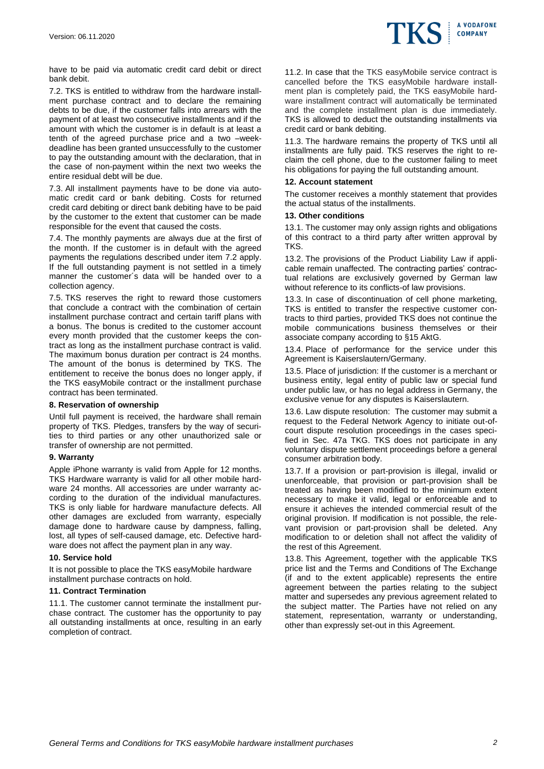have to be paid via automatic credit card debit or direct bank debit.

7.2. TKS is entitled to withdraw from the hardware installment purchase contract and to declare the remaining debts to be due, if the customer falls into arrears with the payment of at least two consecutive installments and if the amount with which the customer is in default is at least a tenth of the agreed purchase price and a two –week-deadline has been granted unsuccessfully to the customer to pay the outstanding amount with the declaration, that in the case of non-payment within the next two weeks the entire residual debt will be due.

7.3. All installment payments have to be done via automatic credit card or bank debiting. Costs for returned credit card debiting or direct bank debiting have to be paid by the customer to the extent that customer can be made responsible for the event that caused the costs.

7.4. The monthly payments are always due at the first of the month. If the customer is in default with the agreed payments the regulations described under item 7.2 apply. If the full outstanding payment is not settled in a timely manner the customer´s data will be handed over to a collection agency.

7.5. TKS reserves the right to reward those customers that conclude a contract with the combination of certain installment purchase contract and certain tariff plans with a bonus. The bonus is credited to the customer account every month provided that the customer keeps the contract as long as the installment purchase contract is valid. The maximum bonus duration per contract is 24 months. The amount of the bonus is determined by TKS. The entitlement to receive the bonus does no longer apply, if the TKS easyMobile contract or the installment purchase contract has been terminated.

#### 8. Reservation of ownership

Until full payment is received, the hardware shall remain property of TKS. Pledges, transfers by the way of securities to third parties or any other unauthorized sale or transfer of ownership are not permitted.

#### 9. Warranty

Apple iPhone warranty is valid from Apple for 12 months. TKS Hardware warranty is valid for all other mobile hardware 24 months. All accessories are under warranty according to the duration of the individual manufactures. TKS is only liable for hardware manufacture defects. All other damages are excluded from warranty, especially damage done to hardware cause by dampness, falling, lost, all types of self-caused damage, etc. Defective hardware does not affect the payment plan in any way.

#### 10. Service hold

It is not possible to place the TKS easyMobile hardware installment purchase contracts on hold.

#### 11. Contract Termination

11.1. The customer cannot terminate the installment purchase contract. The customer has the opportunity to pay all outstanding installments at once, resulting in an early completion of contract.

11.2. In case that the TKS easyMobile service contract is cancelled before the TKS easyMobile hardware installment plan is completely paid, the TKS easyMobile hardware installment contract will automatically be terminated and the complete installment plan is due immediately. TKS is allowed to deduct the outstanding installments via credit card or bank debiting.

11.3. The hardware remains the property of TKS until all installments are fully paid. TKS reserves the right to reclaim the cell phone, due to the customer failing to meet his obligations for paying the full outstanding amount.

#### 12. Account statement

The customer receives a monthly statement that provides the actual status of the installments.

#### 13. Other conditions

13.1. The customer may only assign rights and obligations of this contract to a third party after written approval by TKS.

13.2. The provisions of the Product Liability Law if applicable remain unaffected. The contracting parties' contractual relations are exclusively governed by German law without reference to its conflicts-of law provisions.

13.3. In case of discontinuation of cell phone marketing, TKS is entitled to transfer the respective customer contracts to third parties, provided TKS does not continue the mobile communications business themselves or their associate company according to §15 AktG.

13.4. Place of performance for the service under this Agreement is Kaiserslautern/Germany.

13.5. Place of jurisdiction: If the customer is a merchant or business entity, legal entity of public law or special fund under public law, or has no legal address in Germany, the exclusive venue for any disputes is Kaiserslautern.

13.6. Law dispute resolution: The customer may submit a request to the Federal Network Agency to initiate out-of-court dispute resolution proceedings in the cases specified in Sec. 47a TKG. TKS does not participate in any voluntary dispute settlement proceedings before a general consumer arbitration body.

13.7. If a provision or part-provision is illegal, invalid or unenforceable, that provision or part-provision shall be treated as having been modified to the minimum extent necessary to make it valid, legal or enforceable and to ensure it achieves the intended commercial result of the original provision. If modification is not possible, the relevant provision or part-provision shall be deleted. Any modification to or deletion shall not affect the validity of the rest of this Agreement.

13.8. This Agreement, together with the applicable TKS price list and the Terms and Conditions of The Exchange (if and to the extent applicable) represents the entire agreement between the parties relating to the subject matter and supersedes any previous agreement related to the subject matter. The Parties have not relied on any statement, representation, warranty or understanding, other than expressly set-out in this Agreement.